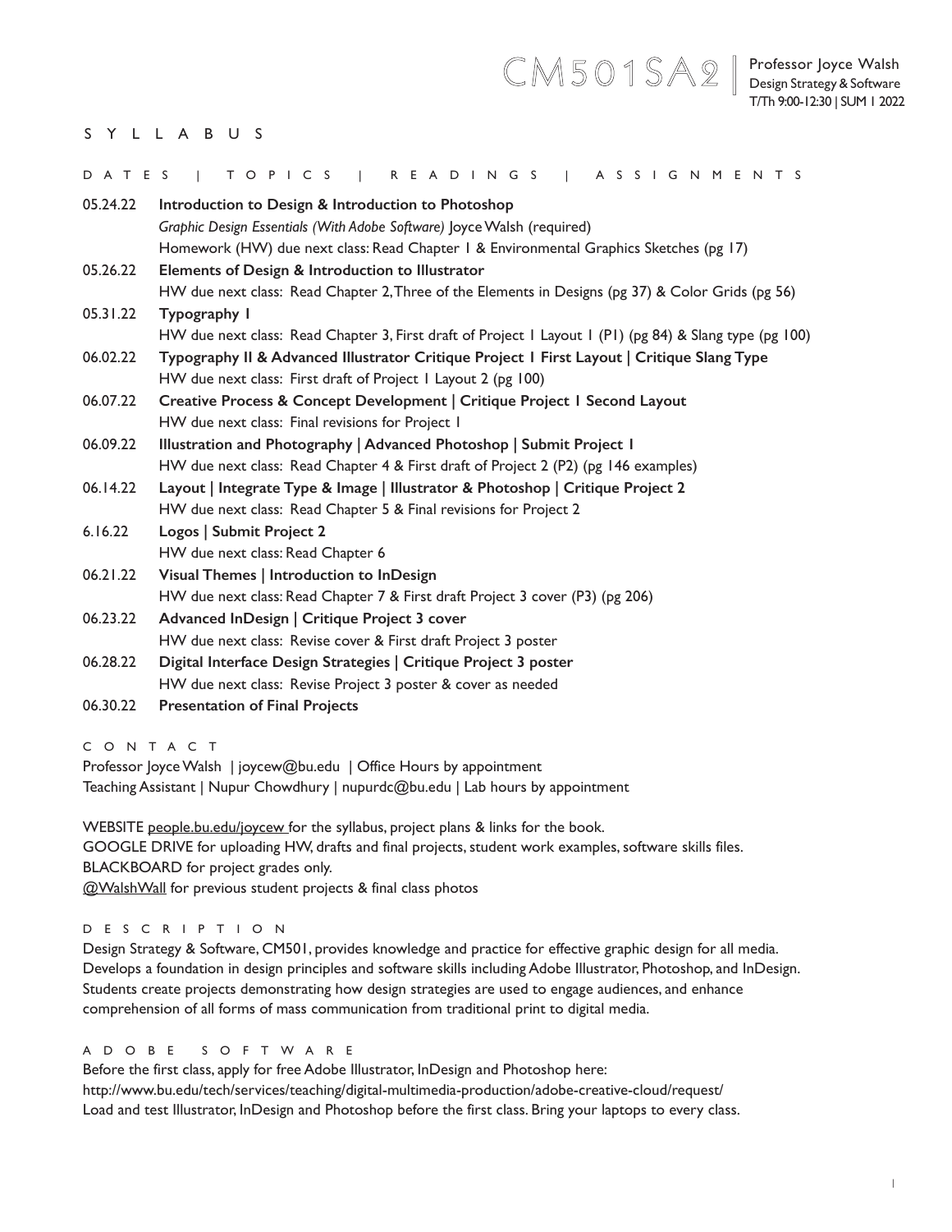# CM501SA2

Professor Joyce Walsh
Design Strategy & Software
T/Th 9:00-12:30 | SUM 1 2022

## S Y L L A B U S

D A T E S | T O P I C S | R E A D I N G S | A S S I G N M E N T S

**05.24.22** **Introduction to Design & Introduction to Photoshop**
*Graphic Design Essentials (With Adobe Software)* Joyce Walsh (required)
Homework (HW) due next class: Read Chapter 1 & Environmental Graphics Sketches (pg 17)

**05.26.22** **Elements of Design & Introduction to Illustrator**
HW due next class: Read Chapter 2, Three of the Elements in Designs (pg 37) & Color Grids (pg 56)

**05.31.22** **Typography 1**
HW due next class: Read Chapter 3, First draft of Project 1 Layout 1 (P1) (pg 84) & Slang type (pg 100)

**06.02.22** **Typography II & Advanced Illustrator Critique Project 1 First Layout | Critique Slang Type**
HW due next class: First draft of Project 1 Layout 2 (pg 100)

**06.07.22** **Creative Process & Concept Development | Critique Project 1 Second Layout**
HW due next class: Final revisions for Project 1

**06.09.22** **Illustration and Photography | Advanced Photoshop | Submit Project 1**
HW due next class: Read Chapter 4 & First draft of Project 2 (P2) (pg 146 examples)

**06.14.22** **Layout | Integrate Type & Image | Illustrator & Photoshop | Critique Project 2**
HW due next class: Read Chapter 5 & Final revisions for Project 2

**6.16.22** **Logos | Submit Project 2**
HW due next class: Read Chapter 6

**06.21.22** **Visual Themes | Introduction to InDesign**
HW due next class: Read Chapter 7 & First draft Project 3 cover (P3) (pg 206)

**06.23.22** **Advanced InDesign | Critique Project 3 cover**
HW due next class: Revise cover & First draft Project 3 poster

**06.28.22** **Digital Interface Design Strategies | Critique Project 3 poster**
HW due next class: Revise Project 3 poster & cover as needed

**06.30.22** **Presentation of Final Projects**

## C O N T A C T

Professor Joyce Walsh | joycew@bu.edu | Office Hours by appointment
Teaching Assistant | Nupur Chowdhury | nupurdc@bu.edu | Lab hours by appointment

WEBSITE people.bu.edu/joycew for the syllabus, project plans & links for the book.
GOOGLE DRIVE for uploading HW, drafts and final projects, student work examples, software skills files.
BLACKBOARD for project grades only.
@WalshWall for previous student projects & final class photos

## D E S C R I P T I O N

Design Strategy & Software, CM501, provides knowledge and practice for effective graphic design for all media. Develops a foundation in design principles and software skills including Adobe Illustrator, Photoshop, and InDesign. Students create projects demonstrating how design strategies are used to engage audiences, and enhance comprehension of all forms of mass communication from traditional print to digital media.

## A D O B E S O F T W A R E

Before the first class, apply for free Adobe Illustrator, InDesign and Photoshop here:
http://www.bu.edu/tech/services/teaching/digital-multimedia-production/adobe-creative-cloud/request/
Load and test Illustrator, InDesign and Photoshop before the first class. Bring your laptops to every class.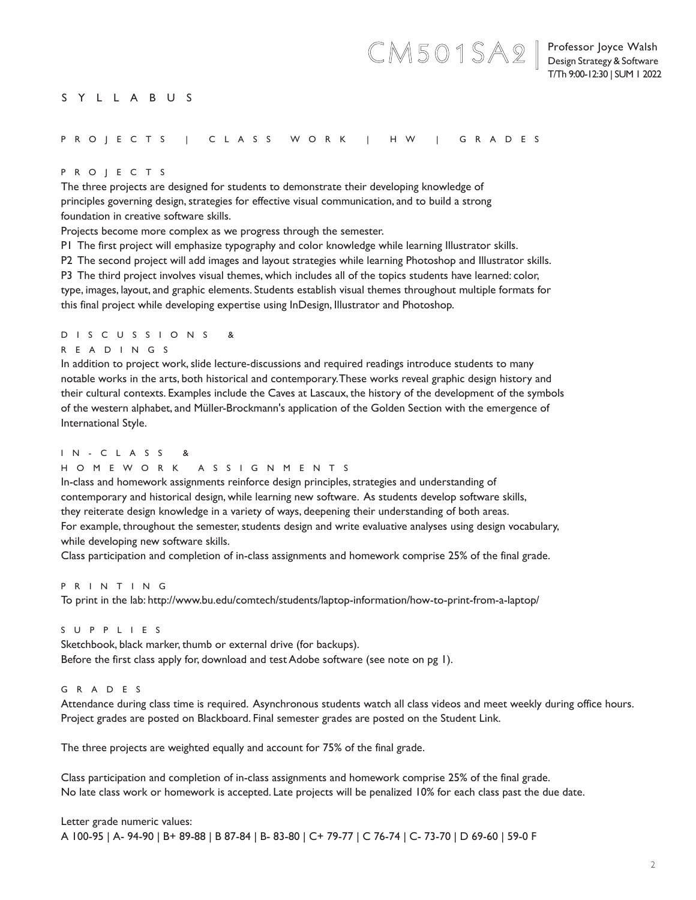# SYLLABUS

PROJECTS | CLASS WORK | HW | GRADES

## PROJECTS

The three projects are designed for students to demonstrate their developing knowledge of principles governing design, strategies for effective visual communication, and to build a strong foundation in creative software skills.

Projects become more complex as we progress through the semester.

P1 The first project will emphasize typography and color knowledge while learning Illustrator skills.

P2 The second project will add images and layout strategies while learning Photoshop and Illustrator skills.

P3 The third project involves visual themes, which includes all of the topics students have learned: color, type, images, layout, and graphic elements. Students establish visual themes throughout multiple formats for this final project while developing expertise using InDesign, Illustrator and Photoshop.

## DISCUSSIONS & READINGS

In addition to project work, slide lecture-discussions and required readings introduce students to many notable works in the arts, both historical and contemporary. These works reveal graphic design history and their cultural contexts. Examples include the Caves at Lascaux, the history of the development of the symbols of the western alphabet, and Müller-Brockmann's application of the Golden Section with the emergence of International Style.

## IN-CLASS & HOMEWORK ASSIGNMENTS

In-class and homework assignments reinforce design principles, strategies and understanding of contemporary and historical design, while learning new software. As students develop software skills, they reiterate design knowledge in a variety of ways, deepening their understanding of both areas. For example, throughout the semester, students design and write evaluative analyses using design vocabulary, while developing new software skills.

Class participation and completion of in-class assignments and homework comprise 25% of the final grade.

## PRINTING

To print in the lab: http://www.bu.edu/comtech/students/laptop-information/how-to-print-from-a-laptop/

## SUPPLIES

Sketchbook, black marker, thumb or external drive (for backups).

Before the first class apply for, download and test Adobe software (see note on pg 1).

## GRADES

Attendance during class time is required. Asynchronous students watch all class videos and meet weekly during office hours. Project grades are posted on Blackboard. Final semester grades are posted on the Student Link.

The three projects are weighted equally and account for 75% of the final grade.

Class participation and completion of in-class assignments and homework comprise 25% of the final grade.

No late class work or homework is accepted. Late projects will be penalized 10% for each class past the due date.

Letter grade numeric values:

A 100-95 | A- 94-90 | B+ 89-88 | B 87-84 | B- 83-80 | C+ 79-77 | C 76-74 | C- 73-70 | D 69-60 | 59-0 F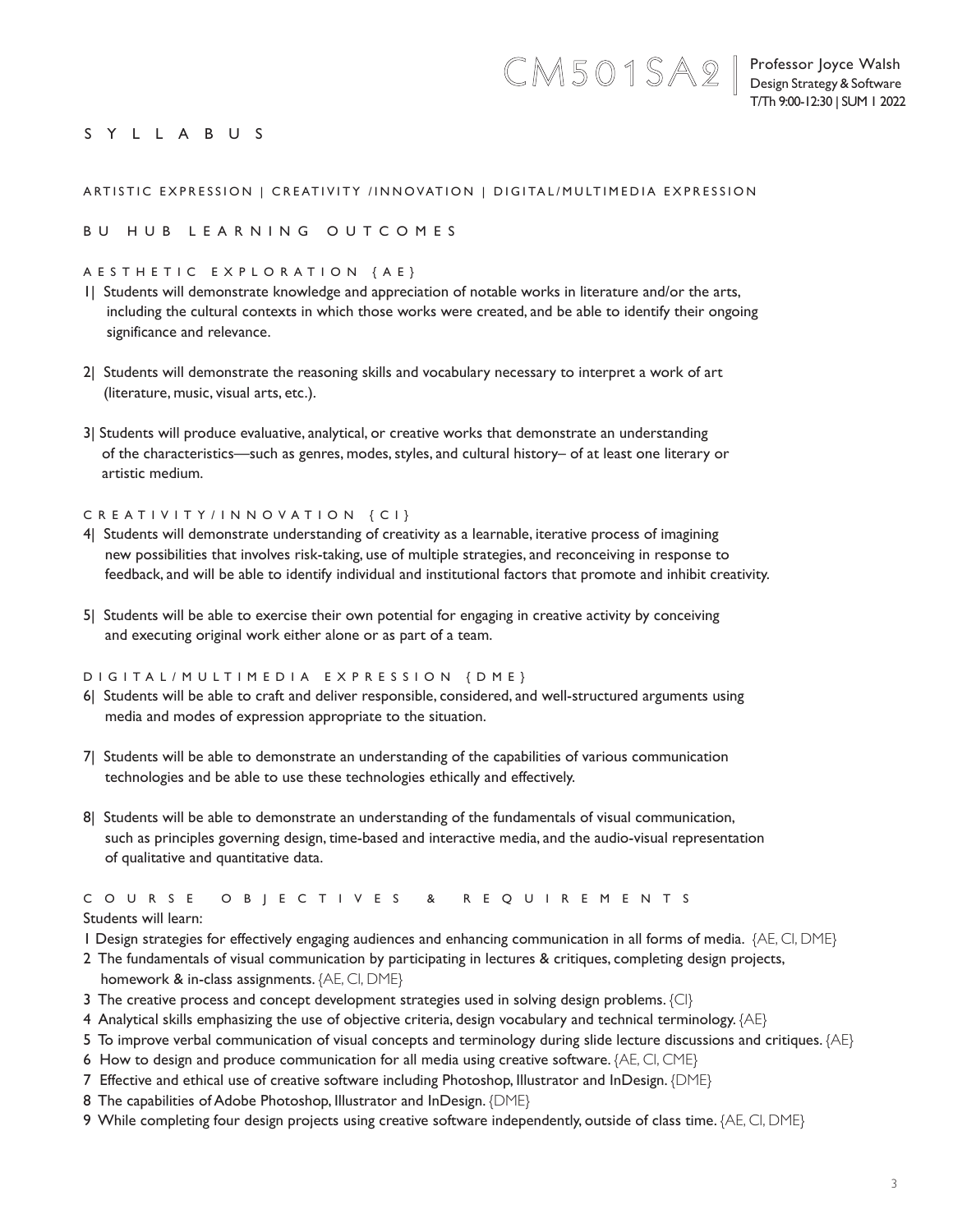CM501SA2 | Professor Joyce Walsh
Design Strategy & Software
T/Th 9:00-12:30 | SUM 1 2022

# SYLLABUS

ARTISTIC EXPRESSION | CREATIVITY /INNOVATION | DIGITAL/MULTIMEDIA EXPRESSION

## BU HUB LEARNING OUTCOMES

### AESTHETIC EXPLORATION {AE}

1| Students will demonstrate knowledge and appreciation of notable works in literature and/or the arts, including the cultural contexts in which those works were created, and be able to identify their ongoing significance and relevance.

2| Students will demonstrate the reasoning skills and vocabulary necessary to interpret a work of art (literature, music, visual arts, etc.).

3| Students will produce evaluative, analytical, or creative works that demonstrate an understanding of the characteristics—such as genres, modes, styles, and cultural history– of at least one literary or artistic medium.

### CREATIVITY/INNOVATION {CI}

4| Students will demonstrate understanding of creativity as a learnable, iterative process of imagining new possibilities that involves risk-taking, use of multiple strategies, and reconceiving in response to feedback, and will be able to identify individual and institutional factors that promote and inhibit creativity.

5| Students will be able to exercise their own potential for engaging in creative activity by conceiving and executing original work either alone or as part of a team.

### DIGITAL/MULTIMEDIA EXPRESSION {DME}

6| Students will be able to craft and deliver responsible, considered, and well-structured arguments using media and modes of expression appropriate to the situation.

7| Students will be able to demonstrate an understanding of the capabilities of various communication technologies and be able to use these technologies ethically and effectively.

8| Students will be able to demonstrate an understanding of the fundamentals of visual communication, such as principles governing design, time-based and interactive media, and the audio-visual representation of qualitative and quantitative data.

## COURSE OBJECTIVES & REQUIREMENTS

Students will learn:

1 Design strategies for effectively engaging audiences and enhancing communication in all forms of media. {AE, CI, DME}
2 The fundamentals of visual communication by participating in lectures & critiques, completing design projects, homework & in-class assignments. {AE, CI, DME}
3 The creative process and concept development strategies used in solving design problems. {CI}
4 Analytical skills emphasizing the use of objective criteria, design vocabulary and technical terminology. {AE}
5 To improve verbal communication of visual concepts and terminology during slide lecture discussions and critiques. {AE}
6 How to design and produce communication for all media using creative software. {AE, CI, CME}
7 Effective and ethical use of creative software including Photoshop, Illustrator and InDesign. {DME}
8 The capabilities of Adobe Photoshop, Illustrator and InDesign. {DME}
9 While completing four design projects using creative software independently, outside of class time. {AE, CI, DME}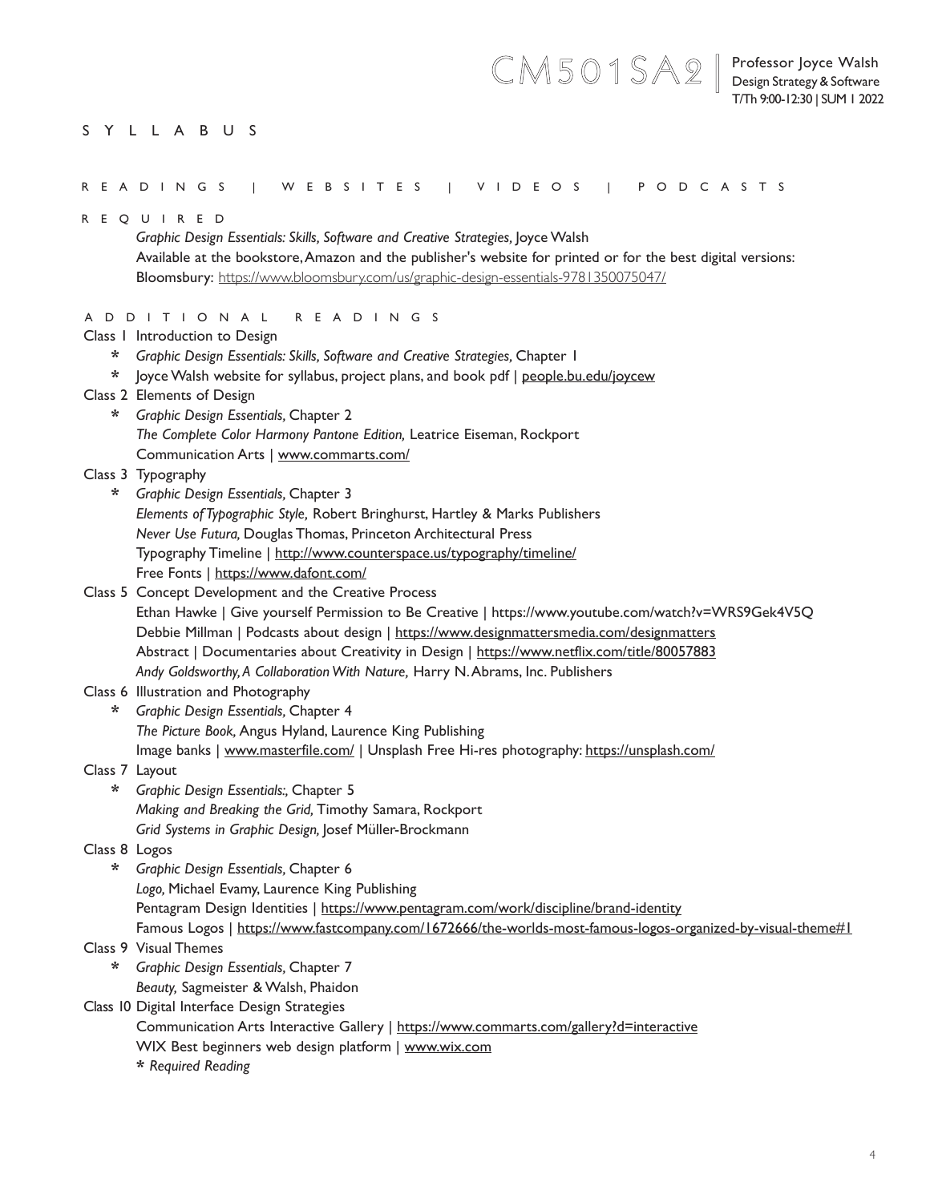# S Y L L A B U S

## R E A D I N G S | W E B S I T E S | V I D E O S | P O D C A S T S

### R E Q U I R E D

*Graphic Design Essentials: Skills, Software and Creative Strategies,* Joyce Walsh
Available at the bookstore, Amazon and the publisher's website for printed or for the best digital versions:
Bloomsbury: https://www.bloomsbury.com/us/graphic-design-essentials-9781350075047/

### A D D I T I O N A L R E A D I N G S

Class 1 Introduction to Design

- \* *Graphic Design Essentials: Skills, Software and Creative Strategies,* Chapter 1
- \* Joyce Walsh website for syllabus, project plans, and book pdf | people.bu.edu/joycew

Class 2 Elements of Design

- \* *Graphic Design Essentials,* Chapter 2
- *The Complete Color Harmony Pantone Edition,* Leatrice Eiseman, Rockport
- Communication Arts | www.commarts.com/

Class 3 Typography

- \* *Graphic Design Essentials,* Chapter 3
- *Elements of Typographic Style,* Robert Bringhurst, Hartley & Marks Publishers
- *Never Use Futura,* Douglas Thomas, Princeton Architectural Press
- Typography Timeline | http://www.counterspace.us/typography/timeline/
- Free Fonts | https://www.dafont.com/

Class 5 Concept Development and the Creative Process

- Ethan Hawke | Give yourself Permission to Be Creative | https://www.youtube.com/watch?v=WRS9Gek4V5Q
- Debbie Millman | Podcasts about design | https://www.designmattersmedia.com/designmatters
- Abstract | Documentaries about Creativity in Design | https://www.netflix.com/title/80057883
- *Andy Goldsworthy, A Collaboration With Nature,* Harry N. Abrams, Inc. Publishers

Class 6 Illustration and Photography

- \* *Graphic Design Essentials,* Chapter 4
- *The Picture Book,* Angus Hyland, Laurence King Publishing
- Image banks | www.masterfile.com/ | Unsplash Free Hi-res photography: https://unsplash.com/

Class 7 Layout

- \* *Graphic Design Essentials:,* Chapter 5
- *Making and Breaking the Grid,* Timothy Samara, Rockport
- *Grid Systems in Graphic Design,* Josef Müller-Brockmann

Class 8 Logos

- \* *Graphic Design Essentials,* Chapter 6
- *Logo,* Michael Evamy, Laurence King Publishing
- Pentagram Design Identities | https://www.pentagram.com/work/discipline/brand-identity
- Famous Logos | https://www.fastcompany.com/1672666/the-worlds-most-famous-logos-organized-by-visual-theme#1

Class 9 Visual Themes

- \* *Graphic Design Essentials,* Chapter 7
- *Beauty,* Sagmeister & Walsh, Phaidon

Class 10 Digital Interface Design Strategies

- Communication Arts Interactive Gallery | https://www.commarts.com/gallery?d=interactive
- WIX Best beginners web design platform | www.wix.com

\* *Required Reading*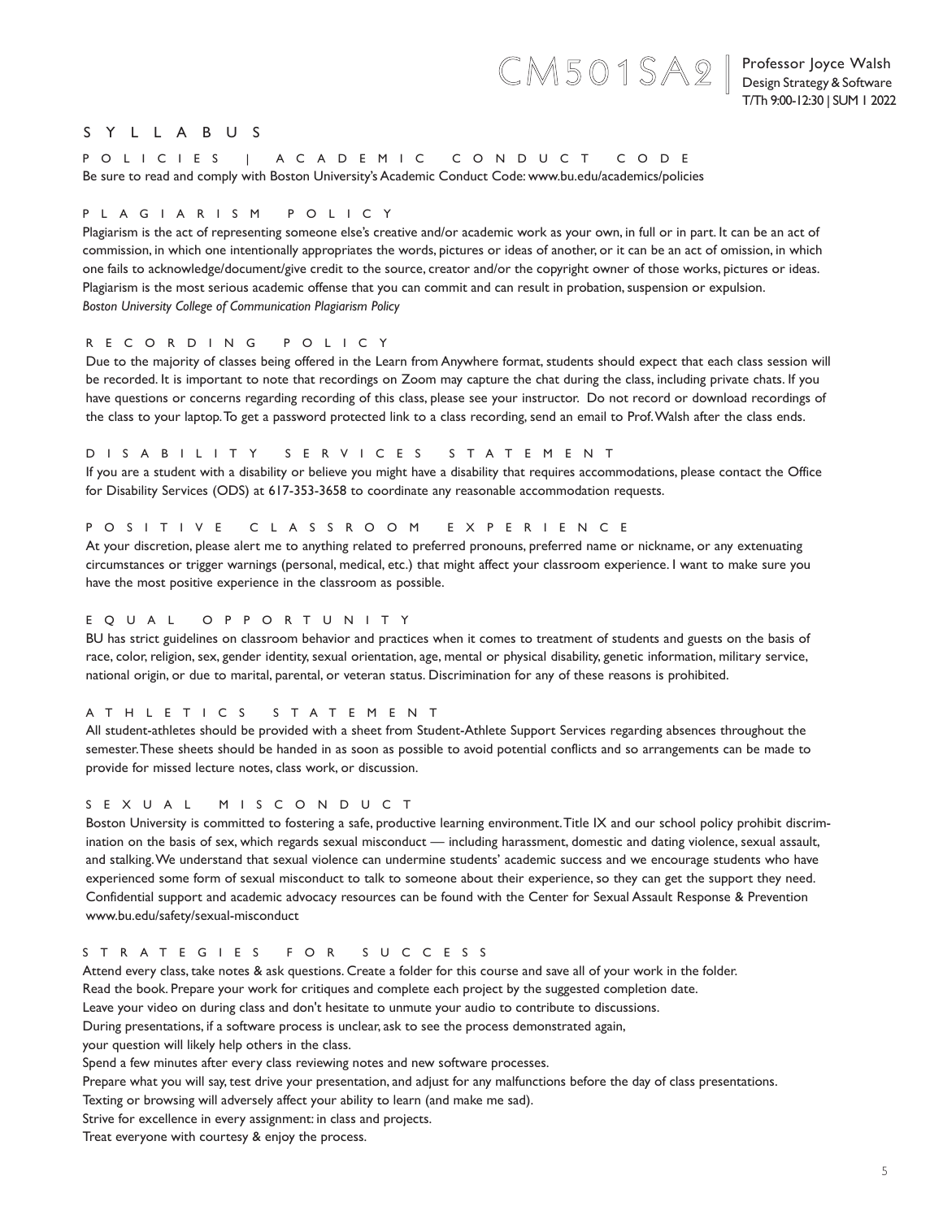# SYLLABUS

## POLICIES | ACADEMIC CONDUCT CODE

Be sure to read and comply with Boston University's Academic Conduct Code: www.bu.edu/academics/policies

## PLAGIARISM POLICY

Plagiarism is the act of representing someone else's creative and/or academic work as your own, in full or in part. It can be an act of commission, in which one intentionally appropriates the words, pictures or ideas of another, or it can be an act of omission, in which one fails to acknowledge/document/give credit to the source, creator and/or the copyright owner of those works, pictures or ideas. Plagiarism is the most serious academic offense that you can commit and can result in probation, suspension or expulsion.
*Boston University College of Communication Plagiarism Policy*

## RECORDING POLICY

Due to the majority of classes being offered in the Learn from Anywhere format, students should expect that each class session will be recorded. It is important to note that recordings on Zoom may capture the chat during the class, including private chats. If you have questions or concerns regarding recording of this class, please see your instructor. Do not record or download recordings of the class to your laptop. To get a password protected link to a class recording, send an email to Prof. Walsh after the class ends.

## DISABILITY SERVICES STATEMENT

If you are a student with a disability or believe you might have a disability that requires accommodations, please contact the Office for Disability Services (ODS) at 617-353-3658 to coordinate any reasonable accommodation requests.

## POSITIVE CLASSROOM EXPERIENCE

At your discretion, please alert me to anything related to preferred pronouns, preferred name or nickname, or any extenuating circumstances or trigger warnings (personal, medical, etc.) that might affect your classroom experience. I want to make sure you have the most positive experience in the classroom as possible.

## EQUAL OPPORTUNITY

BU has strict guidelines on classroom behavior and practices when it comes to treatment of students and guests on the basis of race, color, religion, sex, gender identity, sexual orientation, age, mental or physical disability, genetic information, military service, national origin, or due to marital, parental, or veteran status. Discrimination for any of these reasons is prohibited.

## ATHLETICS STATEMENT

All student-athletes should be provided with a sheet from Student-Athlete Support Services regarding absences throughout the semester. These sheets should be handed in as soon as possible to avoid potential conflicts and so arrangements can be made to provide for missed lecture notes, class work, or discussion.

## SEXUAL MISCONDUCT

Boston University is committed to fostering a safe, productive learning environment. Title IX and our school policy prohibit discrimination on the basis of sex, which regards sexual misconduct — including harassment, domestic and dating violence, sexual assault, and stalking. We understand that sexual violence can undermine students' academic success and we encourage students who have experienced some form of sexual misconduct to talk to someone about their experience, so they can get the support they need. Confidential support and academic advocacy resources can be found with the Center for Sexual Assault Response & Prevention www.bu.edu/safety/sexual-misconduct

## STRATEGIES FOR SUCCESS

Attend every class, take notes & ask questions. Create a folder for this course and save all of your work in the folder.
Read the book. Prepare your work for critiques and complete each project by the suggested completion date.
Leave your video on during class and don't hesitate to unmute your audio to contribute to discussions.
During presentations, if a software process is unclear, ask to see the process demonstrated again,
your question will likely help others in the class.
Spend a few minutes after every class reviewing notes and new software processes.
Prepare what you will say, test drive your presentation, and adjust for any malfunctions before the day of class presentations.
Texting or browsing will adversely affect your ability to learn (and make me sad).
Strive for excellence in every assignment: in class and projects.
Treat everyone with courtesy & enjoy the process.